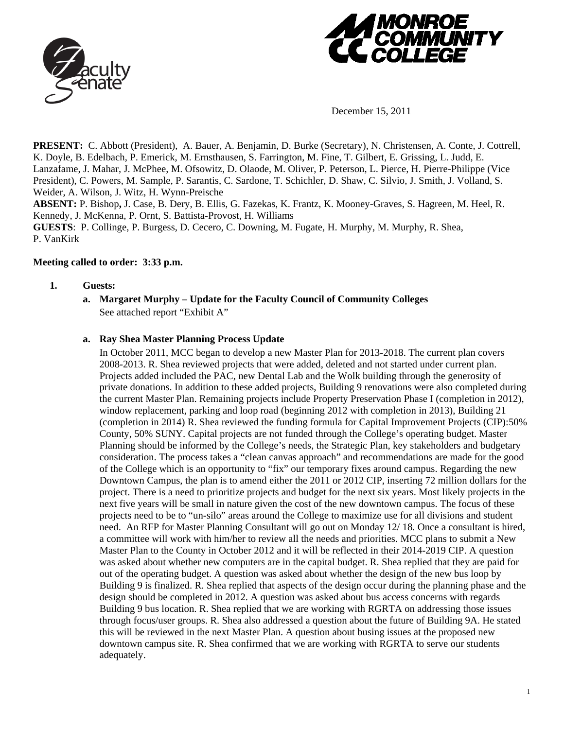December 15, 2011

**PRESENT:** C. Abbott (President), A. Bauer, A. Benjamin, D. Burke (Secretary), N. Christensen, A. Conte, J. Cottrell, K. Doyle, B. Edelbach, P. Emerick, M. Ernsthausen, S. Farrington, M. Fine, T. Gilbert, E. Grissing, L. Judd, E. Lanzafame, J. Mahar, J. McPhee, M. Ofsowitz, D. Olaode, M. Oliver, P. Peterson, L. Pierce, H. Pierre-Philippe (Vice President), C. Powers, M. Sample, P. Sarantis, C. Sardone, T. Schichler, D. Shaw, C. Silvio, J. Smith, J. Volland, S. Weider, A. Wilson, J. Witz, H. Wynn-Preische
**ABSENT:** P. Bishop**,** J. Case, B. Dery, B. Ellis, G. Fazekas, K. Frantz, K. Mooney-Graves, S. Hagreen, M. Heel, R. Kennedy, J. McKenna, P. Ornt, S. Battista-Provost, H. Williams
**GUESTS**: P. Collinge, P. Burgess, D. Cecero, C. Downing, M. Fugate, H. Murphy, M. Murphy, R. Shea, P. VanKirk

**Meeting called to order: 3:33 p.m.**

1. **Guests:**

   a. **Margaret Murphy – Update for the Faculty Council of Community Colleges**
   See attached report "Exhibit A"

   a. **Ray Shea Master Planning Process Update**
   In October 2011, MCC began to develop a new Master Plan for 2013-2018. The current plan covers 2008-2013. R. Shea reviewed projects that were added, deleted and not started under current plan. Projects added included the PAC, new Dental Lab and the Wolk building through the generosity of private donations. In addition to these added projects, Building 9 renovations were also completed during the current Master Plan. Remaining projects include Property Preservation Phase I (completion in 2012), window replacement, parking and loop road (beginning 2012 with completion in 2013), Building 21 (completion in 2014) R. Shea reviewed the funding formula for Capital Improvement Projects (CIP):50% County, 50% SUNY. Capital projects are not funded through the College's operating budget. Master Planning should be informed by the College's needs, the Strategic Plan, key stakeholders and budgetary consideration. The process takes a "clean canvas approach" and recommendations are made for the good of the College which is an opportunity to "fix" our temporary fixes around campus. Regarding the new Downtown Campus, the plan is to amend either the 2011 or 2012 CIP, inserting 72 million dollars for the project. There is a need to prioritize projects and budget for the next six years. Most likely projects in the next five years will be small in nature given the cost of the new downtown campus. The focus of these projects need to be to "un-silo" areas around the College to maximize use for all divisions and student need. An RFP for Master Planning Consultant will go out on Monday 12/ 18. Once a consultant is hired, a committee will work with him/her to review all the needs and priorities. MCC plans to submit a New Master Plan to the County in October 2012 and it will be reflected in their 2014-2019 CIP. A question was asked about whether new computers are in the capital budget. R. Shea replied that they are paid for out of the operating budget. A question was asked about whether the design of the new bus loop by Building 9 is finalized. R. Shea replied that aspects of the design occur during the planning phase and the design should be completed in 2012. A question was asked about bus access concerns with regards Building 9 bus location. R. Shea replied that we are working with RGRTA on addressing those issues through focus/user groups. R. Shea also addressed a question about the future of Building 9A. He stated this will be reviewed in the next Master Plan. A question about busing issues at the proposed new downtown campus site. R. Shea confirmed that we are working with RGRTA to serve our students adequately.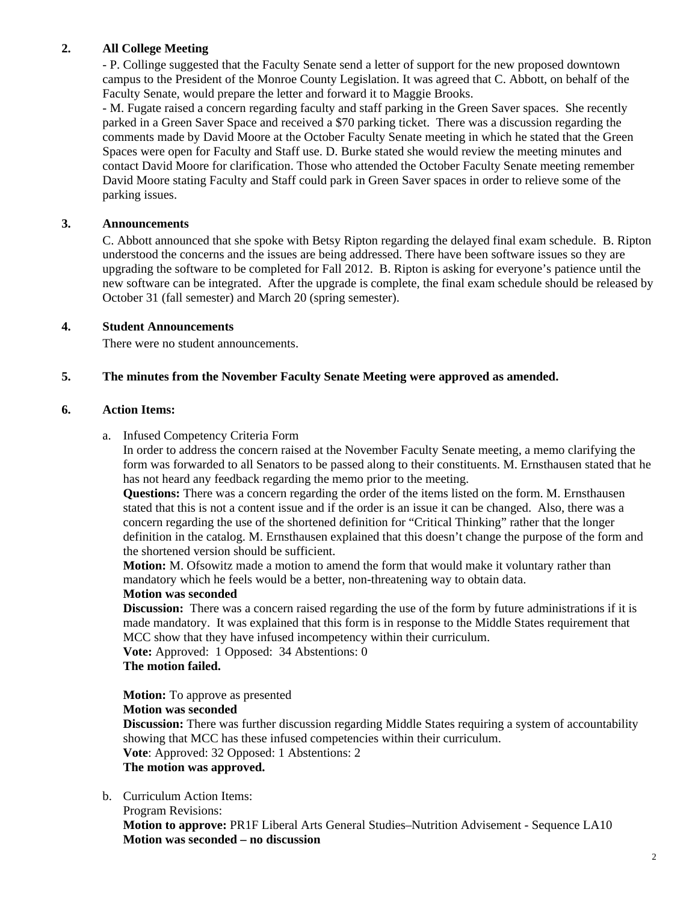**2. All College Meeting**

- P. Collinge suggested that the Faculty Senate send a letter of support for the new proposed downtown campus to the President of the Monroe County Legislation. It was agreed that C. Abbott, on behalf of the Faculty Senate, would prepare the letter and forward it to Maggie Brooks.
- M. Fugate raised a concern regarding faculty and staff parking in the Green Saver spaces. She recently parked in a Green Saver Space and received a $70 parking ticket. There was a discussion regarding the comments made by David Moore at the October Faculty Senate meeting in which he stated that the Green Spaces were open for Faculty and Staff use. D. Burke stated she would review the meeting minutes and contact David Moore for clarification. Those who attended the October Faculty Senate meeting remember David Moore stating Faculty and Staff could park in Green Saver spaces in order to relieve some of the parking issues.

**3. Announcements**

C. Abbott announced that she spoke with Betsy Ripton regarding the delayed final exam schedule. B. Ripton understood the concerns and the issues are being addressed. There have been software issues so they are upgrading the software to be completed for Fall 2012. B. Ripton is asking for everyone's patience until the new software can be integrated. After the upgrade is complete, the final exam schedule should be released by October 31 (fall semester) and March 20 (spring semester).

**4. Student Announcements**

There were no student announcements.

**5. The minutes from the November Faculty Senate Meeting were approved as amended.**

**6. Action Items:**

a. Infused Competency Criteria Form

In order to address the concern raised at the November Faculty Senate meeting, a memo clarifying the form was forwarded to all Senators to be passed along to their constituents. M. Ernsthausen stated that he has not heard any feedback regarding the memo prior to the meeting.

**Questions:** There was a concern regarding the order of the items listed on the form. M. Ernsthausen stated that this is not a content issue and if the order is an issue it can be changed. Also, there was a concern regarding the use of the shortened definition for "Critical Thinking" rather that the longer definition in the catalog. M. Ernsthausen explained that this doesn't change the purpose of the form and the shortened version should be sufficient.

**Motion:** M. Ofsowitz made a motion to amend the form that would make it voluntary rather than mandatory which he feels would be a better, non-threatening way to obtain data.

**Motion was seconded**

**Discussion:** There was a concern raised regarding the use of the form by future administrations if it is made mandatory. It was explained that this form is in response to the Middle States requirement that MCC show that they have infused incompetency within their curriculum.

**Vote:** Approved: 1 Opposed: 34 Abstentions: 0

**The motion failed.**

**Motion:** To approve as presented

**Motion was seconded**

**Discussion:** There was further discussion regarding Middle States requiring a system of accountability showing that MCC has these infused competencies within their curriculum.

**Vote**: Approved: 32 Opposed: 1 Abstentions: 2

**The motion was approved.**

b. Curriculum Action Items:

Program Revisions:

**Motion to approve:** PR1F Liberal Arts General Studies–Nutrition Advisement - Sequence LA10

**Motion was seconded – no discussion**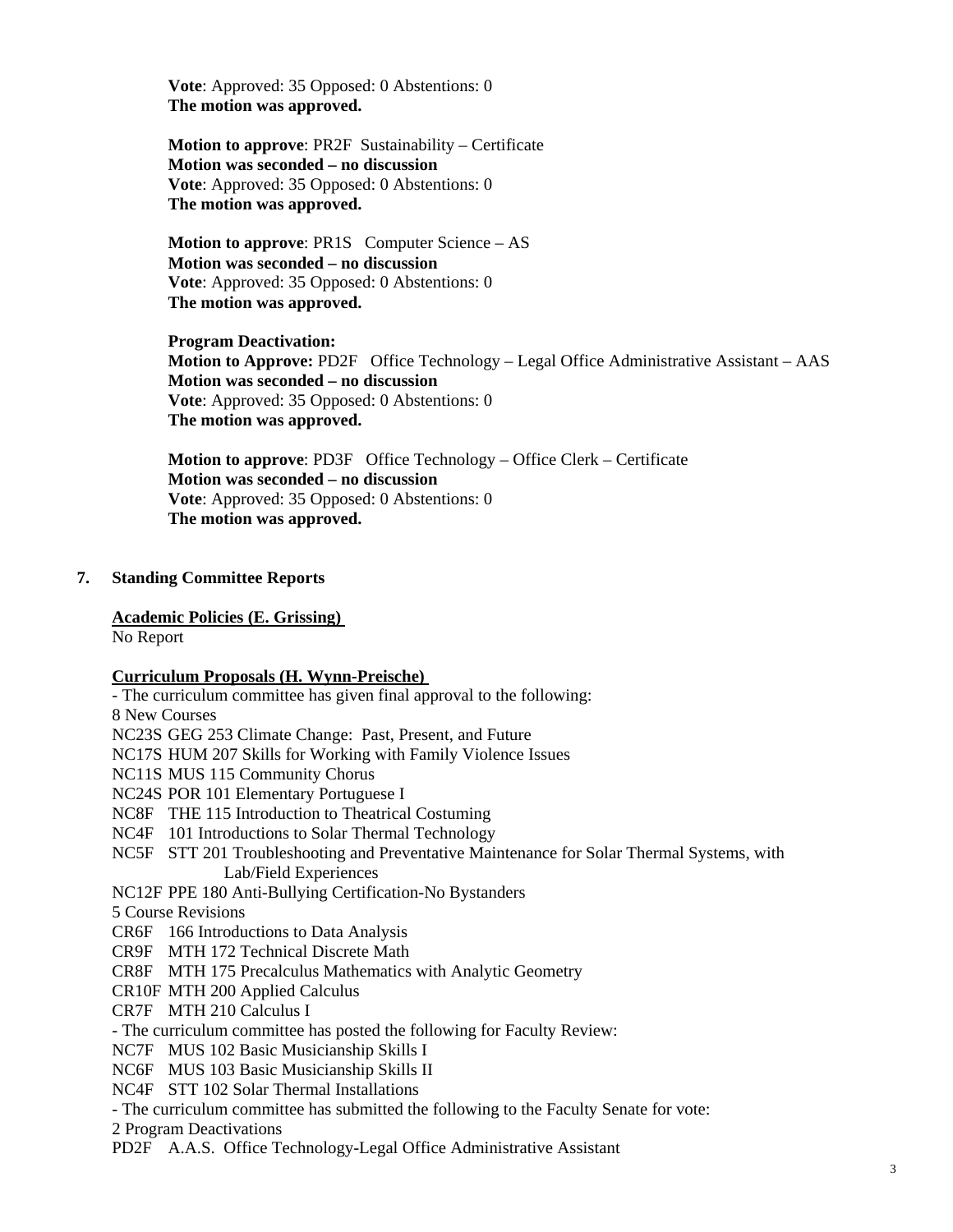**Vote**: Approved: 35 Opposed: 0 Abstentions: 0
**The motion was approved.**

**Motion to approve**: PR2F Sustainability – Certificate
**Motion was seconded – no discussion**
**Vote**: Approved: 35 Opposed: 0 Abstentions: 0
**The motion was approved.**

**Motion to approve**: PR1S Computer Science – AS
**Motion was seconded – no discussion**
**Vote**: Approved: 35 Opposed: 0 Abstentions: 0
**The motion was approved.**

**Program Deactivation:**
**Motion to Approve:** PD2F Office Technology – Legal Office Administrative Assistant – AAS
**Motion was seconded – no discussion**
**Vote**: Approved: 35 Opposed: 0 Abstentions: 0
**The motion was approved.**

**Motion to approve**: PD3F Office Technology – Office Clerk – Certificate
**Motion was seconded – no discussion**
**Vote**: Approved: 35 Opposed: 0 Abstentions: 0
**The motion was approved.**

## 7. Standing Committee Reports

**Academic Policies (E. Grissing)**
No Report

**Curriculum Proposals (H. Wynn-Preische)**
- The curriculum committee has given final approval to the following:
8 New Courses
NC23S GEG 253 Climate Change: Past, Present, and Future
NC17S HUM 207 Skills for Working with Family Violence Issues
NC11S MUS 115 Community Chorus
NC24S POR 101 Elementary Portuguese I
NC8F THE 115 Introduction to Theatrical Costuming
NC4F 101 Introductions to Solar Thermal Technology
NC5F STT 201 Troubleshooting and Preventative Maintenance for Solar Thermal Systems, with Lab/Field Experiences
NC12F PPE 180 Anti-Bullying Certification-No Bystanders
5 Course Revisions
CR6F 166 Introductions to Data Analysis
CR9F MTH 172 Technical Discrete Math
CR8F MTH 175 Precalculus Mathematics with Analytic Geometry
CR10F MTH 200 Applied Calculus
CR7F MTH 210 Calculus I
- The curriculum committee has posted the following for Faculty Review:
NC7F MUS 102 Basic Musicianship Skills I
NC6F MUS 103 Basic Musicianship Skills II
NC4F STT 102 Solar Thermal Installations
- The curriculum committee has submitted the following to the Faculty Senate for vote:
2 Program Deactivations
PD2F A.A.S. Office Technology-Legal Office Administrative Assistant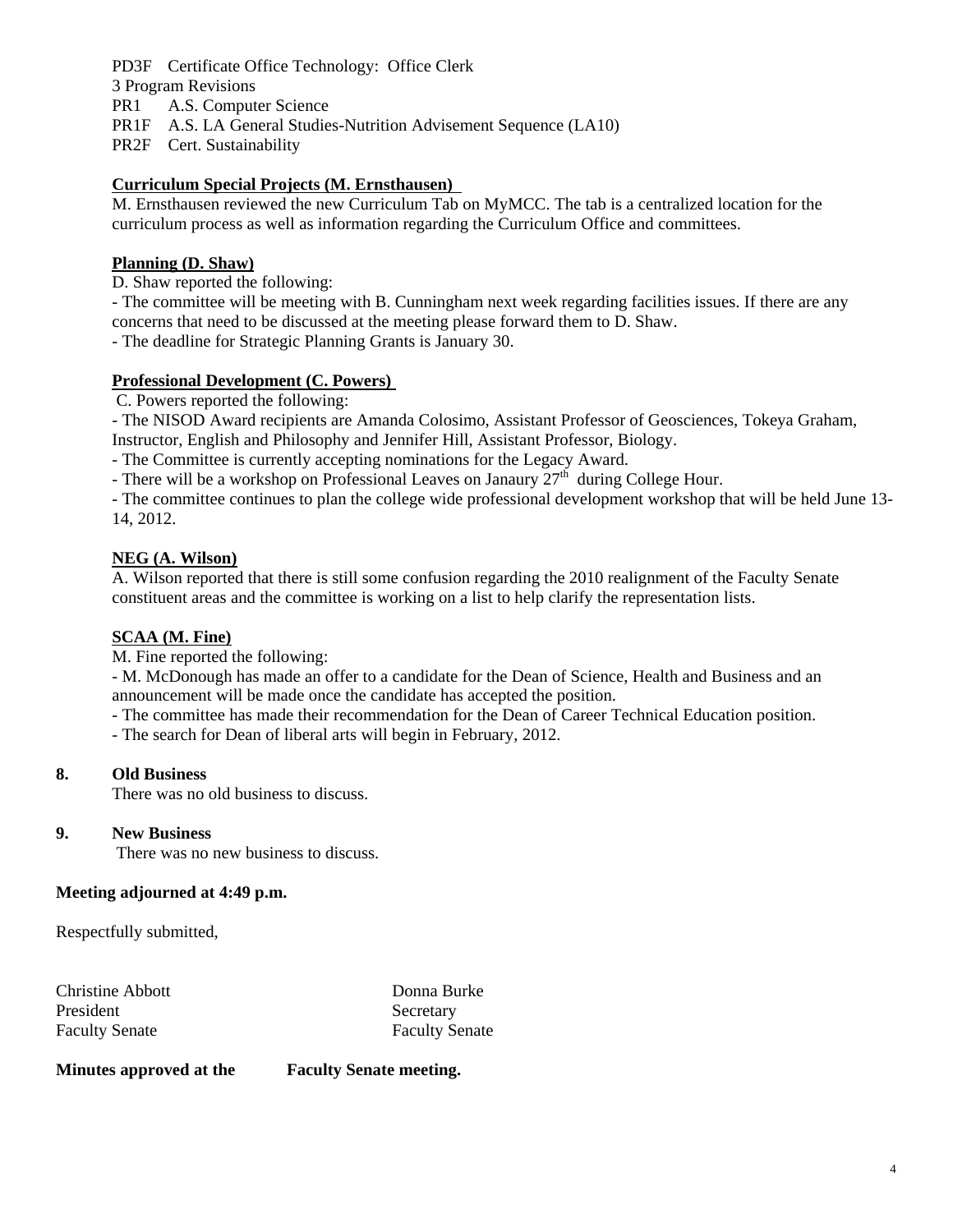PD3F Certificate Office Technology: Office Clerk

3 Program Revisions

PR1 A.S. Computer Science

PR1F A.S. LA General Studies-Nutrition Advisement Sequence (LA10)

PR2F Cert. Sustainability

**Curriculum Special Projects (M. Ernsthausen)**

M. Ernsthausen reviewed the new Curriculum Tab on MyMCC. The tab is a centralized location for the curriculum process as well as information regarding the Curriculum Office and committees.

**Planning (D. Shaw)**

D. Shaw reported the following:

- The committee will be meeting with B. Cunningham next week regarding facilities issues. If there are any concerns that need to be discussed at the meeting please forward them to D. Shaw.
- The deadline for Strategic Planning Grants is January 30.

**Professional Development (C. Powers)**

C. Powers reported the following:

- The NISOD Award recipients are Amanda Colosimo, Assistant Professor of Geosciences, Tokeya Graham, Instructor, English and Philosophy and Jennifer Hill, Assistant Professor, Biology.
- The Committee is currently accepting nominations for the Legacy Award.
- There will be a workshop on Professional Leaves on Janaury 27th during College Hour.
- The committee continues to plan the college wide professional development workshop that will be held June 13-14, 2012.

**NEG (A. Wilson)**

A. Wilson reported that there is still some confusion regarding the 2010 realignment of the Faculty Senate constituent areas and the committee is working on a list to help clarify the representation lists.

**SCAA (M. Fine)**

M. Fine reported the following:

- M. McDonough has made an offer to a candidate for the Dean of Science, Health and Business and an announcement will be made once the candidate has accepted the position.
- The committee has made their recommendation for the Dean of Career Technical Education position.
- The search for Dean of liberal arts will begin in February, 2012.

**8. Old Business**

There was no old business to discuss.

**9. New Business**

There was no new business to discuss.

**Meeting adjourned at 4:49 p.m.**

Respectfully submitted,

Christine Abbott
President
Faculty Senate

Donna Burke
Secretary
Faculty Senate

**Minutes approved at the Faculty Senate meeting.**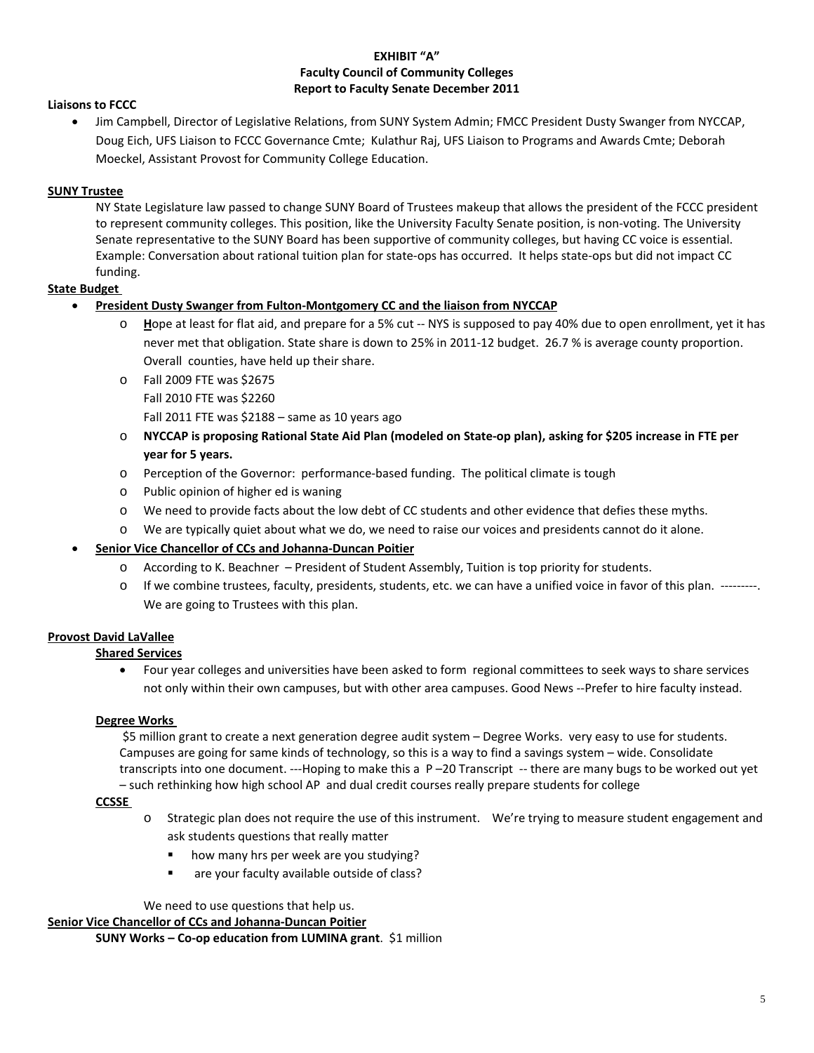**EXHIBIT "A"**
**Faculty Council of Community Colleges**
**Report to Faculty Senate December 2011**

**Liaisons to FCCC**

- Jim Campbell, Director of Legislative Relations, from SUNY System Admin; FMCC President Dusty Swanger from NYCCAP, Doug Eich, UFS Liaison to FCCC Governance Cmte; Kulathur Raj, UFS Liaison to Programs and Awards Cmte; Deborah Moeckel, Assistant Provost for Community College Education.

**<u>SUNY Trustee</u>**

NY State Legislature law passed to change SUNY Board of Trustees makeup that allows the president of the FCCC president to represent community colleges. This position, like the University Faculty Senate position, is non-voting. The University Senate representative to the SUNY Board has been supportive of community colleges, but having CC voice is essential. Example: Conversation about rational tuition plan for state-ops has occurred. It helps state-ops but did not impact CC funding.

**<u>State Budget</u>**

- **<u>President Dusty Swanger from Fulton-Montgomery CC and the liaison from NYCCAP</u>**
  - **<u>H</u>**ope at least for flat aid, and prepare for a 5% cut -- NYS is supposed to pay 40% due to open enrollment, yet it has never met that obligation. State share is down to 25% in 2011-12 budget. 26.7 % is average county proportion. Overall counties, have held up their share.
  - Fall 2009 FTE was $2675
    Fall 2010 FTE was $2260
    Fall 2011 FTE was $2188 – same as 10 years ago
  - **NYCCAP is proposing Rational State Aid Plan (modeled on State-op plan), asking for $205 increase in FTE per year for 5 years.**
  - Perception of the Governor: performance-based funding. The political climate is tough
  - Public opinion of higher ed is waning
  - We need to provide facts about the low debt of CC students and other evidence that defies these myths.
  - We are typically quiet about what we do, we need to raise our voices and presidents cannot do it alone.
- **<u>Senior Vice Chancellor of CCs and Johanna-Duncan Poitier</u>**
  - According to K. Beachner – President of Student Assembly, Tuition is top priority for students.
  - If we combine trustees, faculty, presidents, students, etc. we can have a unified voice in favor of this plan. ---------. We are going to Trustees with this plan.

**<u>Provost David LaVallee</u>**

**<u>Shared Services</u>**

- Four year colleges and universities have been asked to form regional committees to seek ways to share services not only within their own campuses, but with other area campuses. Good News --Prefer to hire faculty instead.

**<u>Degree Works</u>**

$5 million grant to create a next generation degree audit system – Degree Works. very easy to use for students. Campuses are going for same kinds of technology, so this is a way to find a savings system – wide. Consolidate transcripts into one document. ---Hoping to make this a P –20 Transcript -- there are many bugs to be worked out yet – such rethinking how high school AP and dual credit courses really prepare students for college

**<u>CCSSE</u>**

- Strategic plan does not require the use of this instrument. We're trying to measure student engagement and ask students questions that really matter
  - how many hrs per week are you studying?
  - are your faculty available outside of class?

We need to use questions that help us.

**<u>Senior Vice Chancellor of CCs and Johanna-Duncan Poitier</u>**

**SUNY Works – Co-op education from LUMINA grant**. $1 million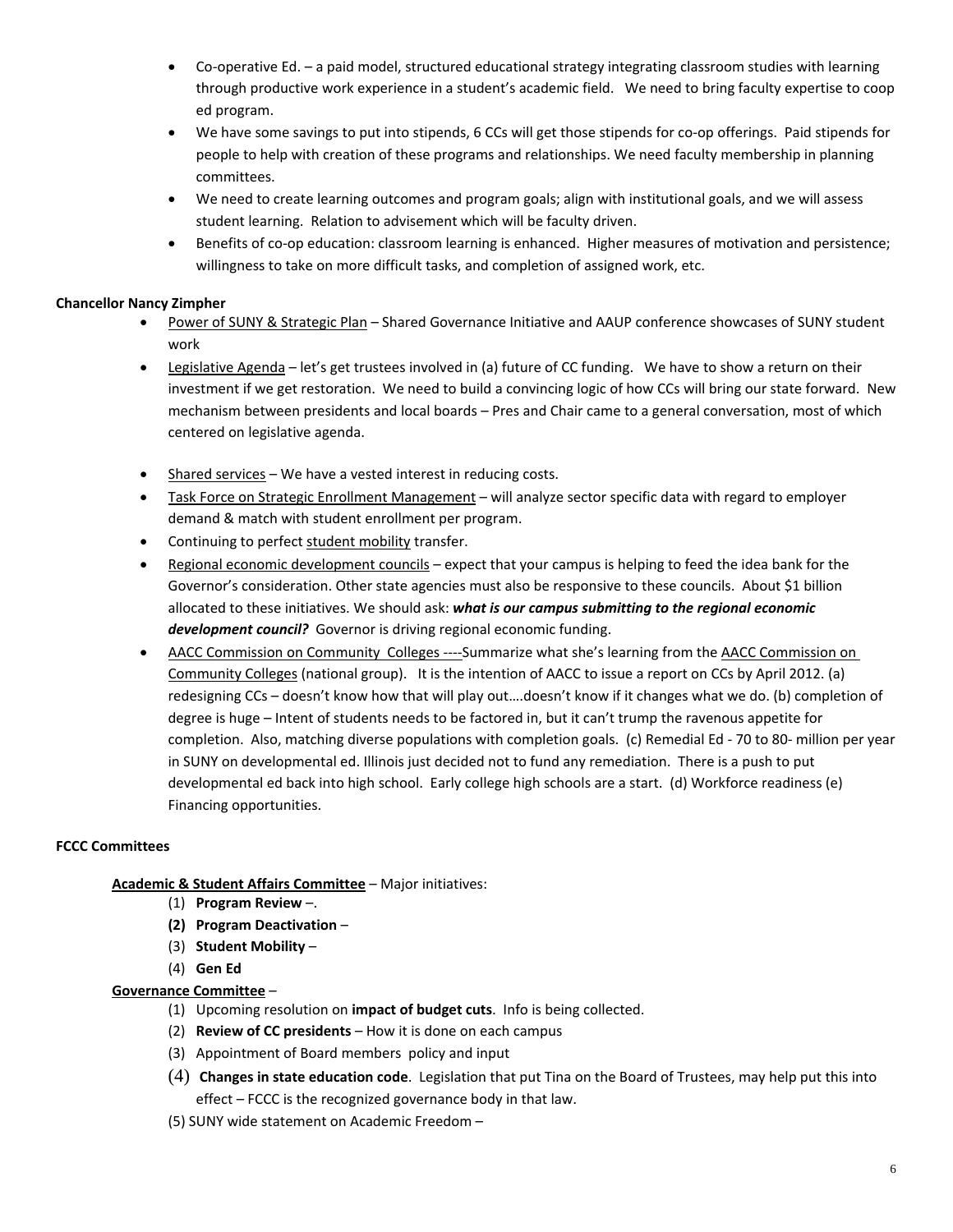- Co-operative Ed. – a paid model, structured educational strategy integrating classroom studies with learning through productive work experience in a student's academic field. We need to bring faculty expertise to coop ed program.
- We have some savings to put into stipends, 6 CCs will get those stipends for co-op offerings. Paid stipends for people to help with creation of these programs and relationships. We need faculty membership in planning committees.
- We need to create learning outcomes and program goals; align with institutional goals, and we will assess student learning. Relation to advisement which will be faculty driven.
- Benefits of co-op education: classroom learning is enhanced. Higher measures of motivation and persistence; willingness to take on more difficult tasks, and completion of assigned work, etc.

**Chancellor Nancy Zimpher**

- <u>Power of SUNY & Strategic Plan</u> – Shared Governance Initiative and AAUP conference showcases of SUNY student work
- <u>Legislative Agenda</u> – let's get trustees involved in (a) future of CC funding. We have to show a return on their investment if we get restoration. We need to build a convincing logic of how CCs will bring our state forward. New mechanism between presidents and local boards – Pres and Chair came to a general conversation, most of which centered on legislative agenda.
- <u>Shared services</u> – We have a vested interest in reducing costs.
- <u>Task Force on Strategic Enrollment Management</u> – will analyze sector specific data with regard to employer demand & match with student enrollment per program.
- Continuing to perfect <u>student mobility</u> transfer.
- <u>Regional economic development councils</u> – expect that your campus is helping to feed the idea bank for the Governor's consideration. Other state agencies must also be responsive to these councils. About $1 billion allocated to these initiatives. We should ask: ***what is our campus submitting to the regional economic development council?*** Governor is driving regional economic funding.
- <u>AACC Commission on Community Colleges</u> ----Summarize what she's learning from the <u>AACC Commission on Community Colleges</u> (national group). It is the intention of AACC to issue a report on CCs by April 2012. (a) redesigning CCs – doesn't know how that will play out….doesn't know if it changes what we do. (b) completion of degree is huge – Intent of students needs to be factored in, but it can't trump the ravenous appetite for completion. Also, matching diverse populations with completion goals. (c) Remedial Ed - 70 to 80- million per year in SUNY on developmental ed. Illinois just decided not to fund any remediation. There is a push to put developmental ed back into high school. Early college high schools are a start. (d) Workforce readiness (e) Financing opportunities.

**FCCC Committees**

**<u>Academic & Student Affairs Committee</u>** – Major initiatives:

(1) **Program Review** –.
**(2) Program Deactivation** –
(3) **Student Mobility** –
(4) **Gen Ed**

**<u>Governance Committee</u>** –

(1) Upcoming resolution on **impact of budget cuts**. Info is being collected.
(2) **Review of CC presidents** – How it is done on each campus
(3) Appointment of Board members policy and input
(4) **Changes in state education code**. Legislation that put Tina on the Board of Trustees, may help put this into effect – FCCC is the recognized governance body in that law.
(5) SUNY wide statement on Academic Freedom –